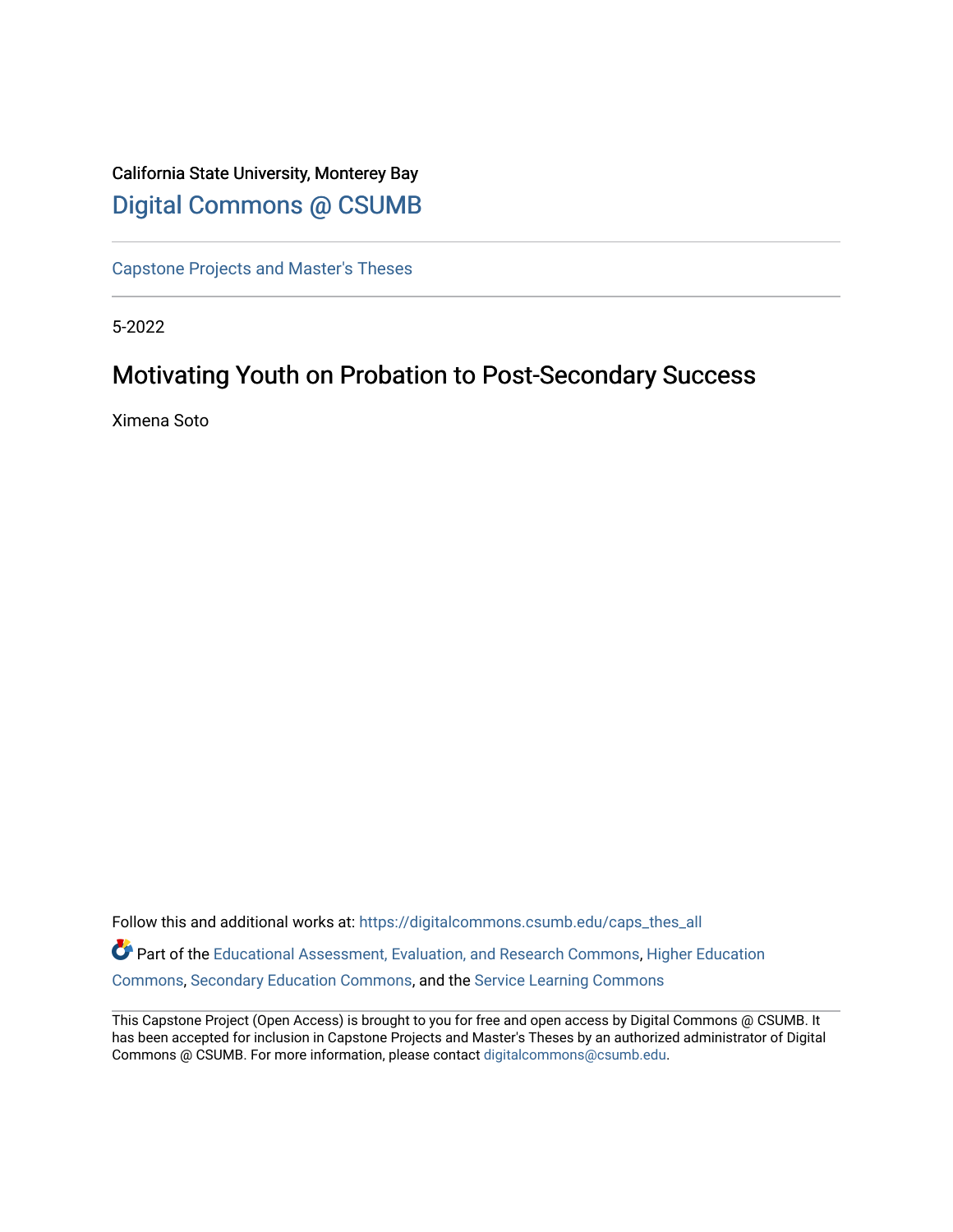California State University, Monterey Bay

Digital Commons @ CSUMB

Capstone Projects and Master's Theses

5-2022

# Motivating Youth on Probation to Post-Secondary Success

Ximena Soto

Follow this and additional works at: https://digitalcommons.csumb.edu/caps_thes_all

Part of the Educational Assessment, Evaluation, and Research Commons, Higher Education Commons, Secondary Education Commons, and the Service Learning Commons

This Capstone Project (Open Access) is brought to you for free and open access by Digital Commons @ CSUMB. It has been accepted for inclusion in Capstone Projects and Master's Theses by an authorized administrator of Digital Commons @ CSUMB. For more information, please contact digitalcommons@csumb.edu.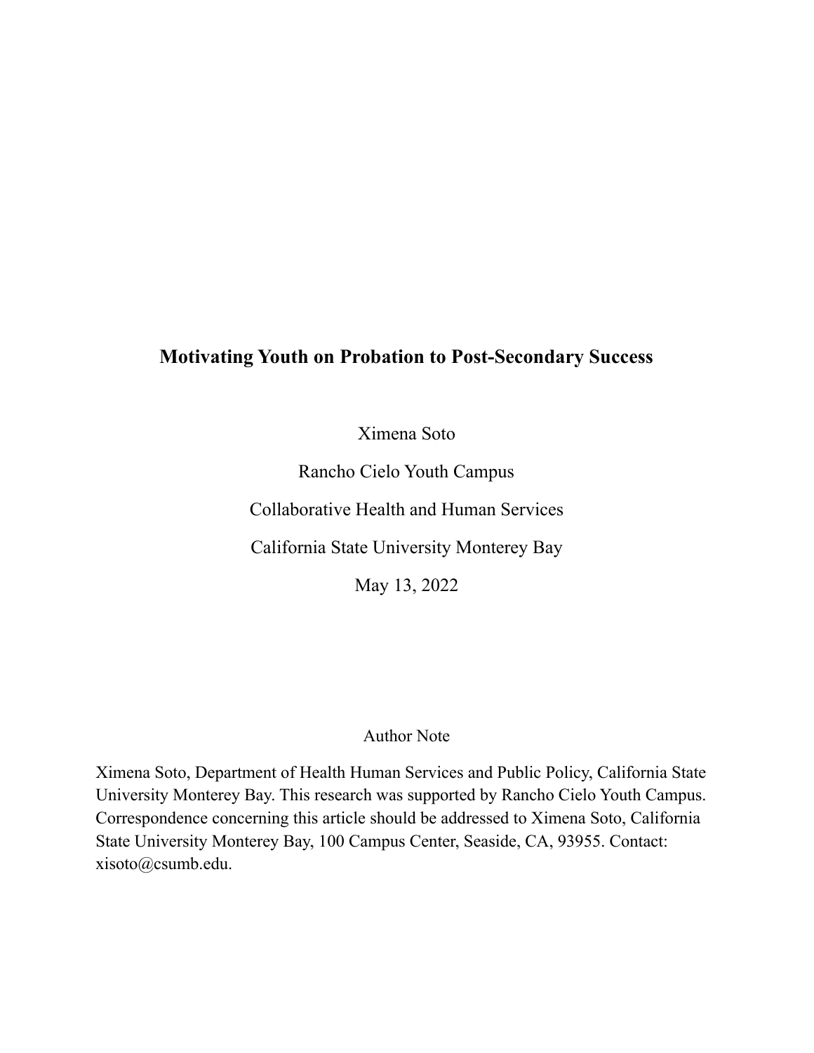# Motivating Youth on Probation to Post-Secondary Success

Ximena Soto

Rancho Cielo Youth Campus

Collaborative Health and Human Services

California State University Monterey Bay

May 13, 2022

Author Note

Ximena Soto, Department of Health Human Services and Public Policy, California State University Monterey Bay. This research was supported by Rancho Cielo Youth Campus. Correspondence concerning this article should be addressed to Ximena Soto, California State University Monterey Bay, 100 Campus Center, Seaside, CA, 93955. Contact: xisoto@csumb.edu.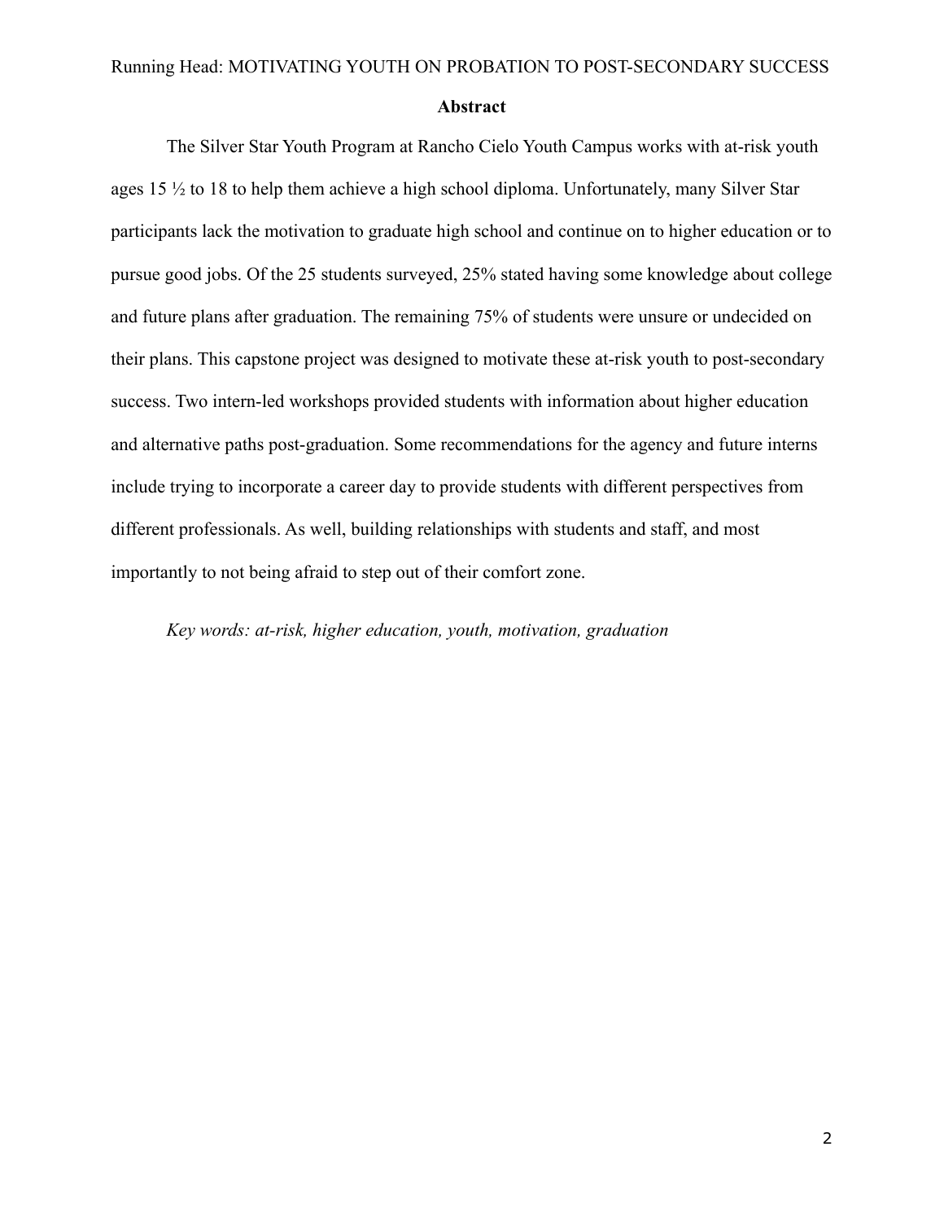## Abstract

The Silver Star Youth Program at Rancho Cielo Youth Campus works with at-risk youth ages 15 ½ to 18 to help them achieve a high school diploma. Unfortunately, many Silver Star participants lack the motivation to graduate high school and continue on to higher education or to pursue good jobs. Of the 25 students surveyed, 25% stated having some knowledge about college and future plans after graduation. The remaining 75% of students were unsure or undecided on their plans. This capstone project was designed to motivate these at-risk youth to post-secondary success. Two intern-led workshops provided students with information about higher education and alternative paths post-graduation. Some recommendations for the agency and future interns include trying to incorporate a career day to provide students with different perspectives from different professionals. As well, building relationships with students and staff, and most importantly to not being afraid to step out of their comfort zone.

*Key words: at-risk, higher education, youth, motivation, graduation*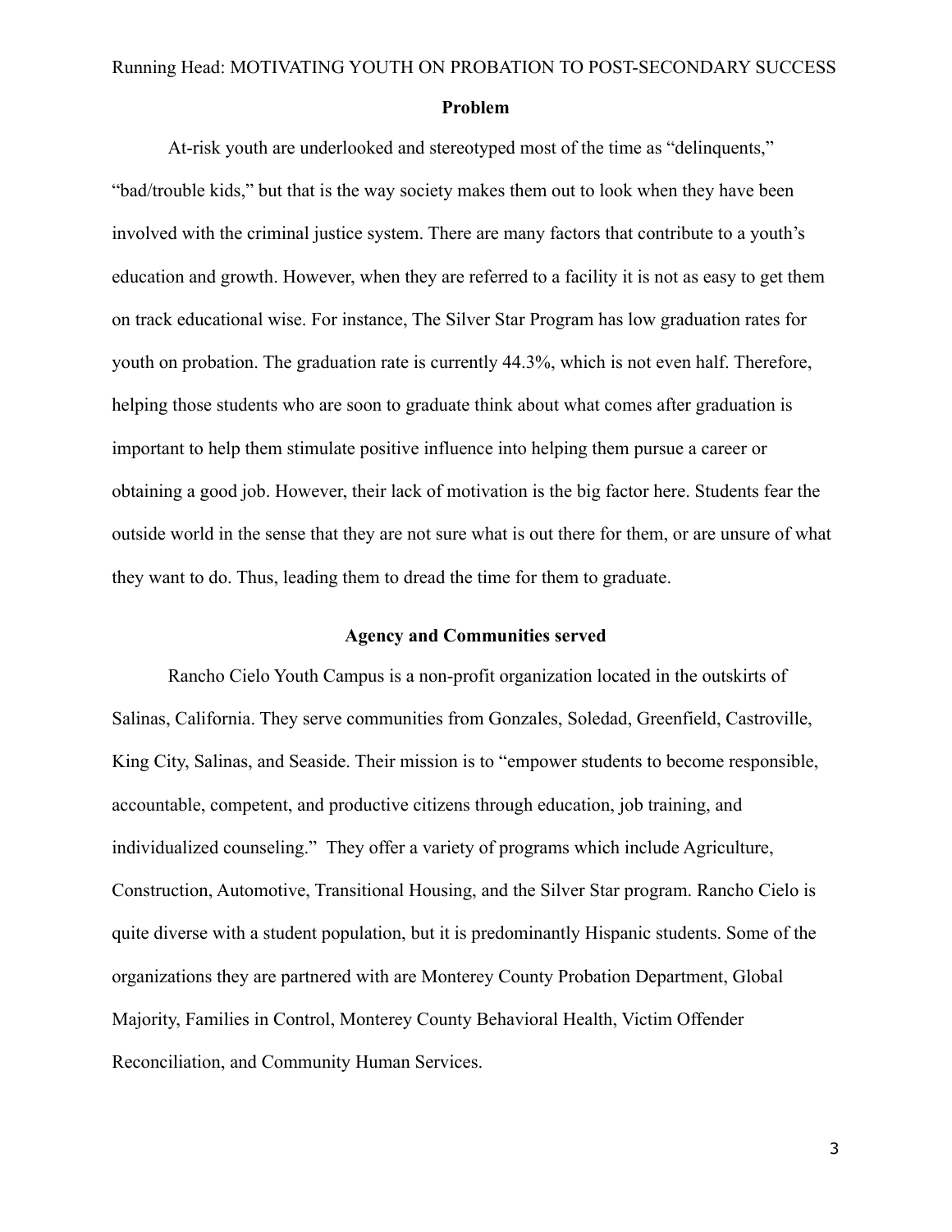## Problem

At-risk youth are underlooked and stereotyped most of the time as "delinquents," "bad/trouble kids," but that is the way society makes them out to look when they have been involved with the criminal justice system. There are many factors that contribute to a youth's education and growth. However, when they are referred to a facility it is not as easy to get them on track educational wise. For instance, The Silver Star Program has low graduation rates for youth on probation. The graduation rate is currently 44.3%, which is not even half. Therefore, helping those students who are soon to graduate think about what comes after graduation is important to help them stimulate positive influence into helping them pursue a career or obtaining a good job. However, their lack of motivation is the big factor here. Students fear the outside world in the sense that they are not sure what is out there for them, or are unsure of what they want to do. Thus, leading them to dread the time for them to graduate.

## Agency and Communities served

Rancho Cielo Youth Campus is a non-profit organization located in the outskirts of Salinas, California. They serve communities from Gonzales, Soledad, Greenfield, Castroville, King City, Salinas, and Seaside. Their mission is to "empower students to become responsible, accountable, competent, and productive citizens through education, job training, and individualized counseling." They offer a variety of programs which include Agriculture, Construction, Automotive, Transitional Housing, and the Silver Star program. Rancho Cielo is quite diverse with a student population, but it is predominantly Hispanic students. Some of the organizations they are partnered with are Monterey County Probation Department, Global Majority, Families in Control, Monterey County Behavioral Health, Victim Offender Reconciliation, and Community Human Services.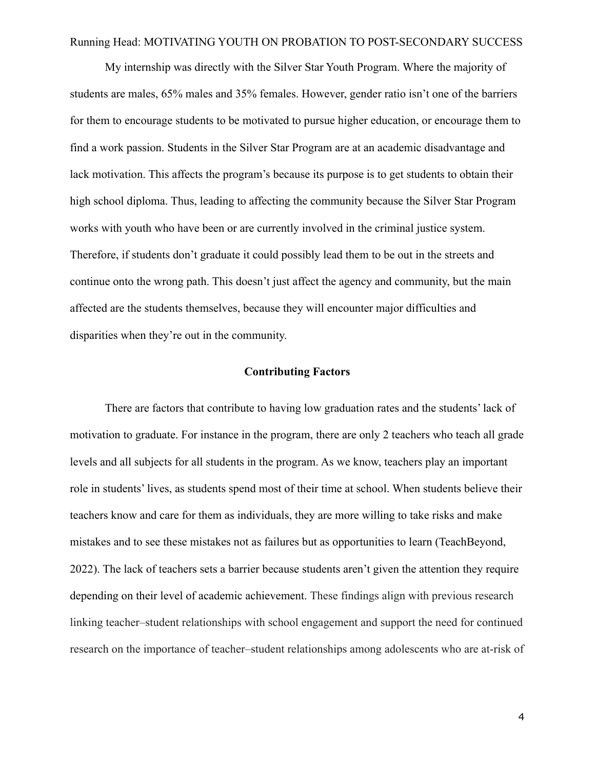My internship was directly with the Silver Star Youth Program. Where the majority of students are males, 65% males and 35% females. However, gender ratio isn't one of the barriers for them to encourage students to be motivated to pursue higher education, or encourage them to find a work passion. Students in the Silver Star Program are at an academic disadvantage and lack motivation. This affects the program's because its purpose is to get students to obtain their high school diploma. Thus, leading to affecting the community because the Silver Star Program works with youth who have been or are currently involved in the criminal justice system. Therefore, if students don't graduate it could possibly lead them to be out in the streets and continue onto the wrong path. This doesn't just affect the agency and community, but the main affected are the students themselves, because they will encounter major difficulties and disparities when they're out in the community.

## Contributing Factors

There are factors that contribute to having low graduation rates and the students' lack of motivation to graduate. For instance in the program, there are only 2 teachers who teach all grade levels and all subjects for all students in the program. As we know, teachers play an important role in students' lives, as students spend most of their time at school. When students believe their teachers know and care for them as individuals, they are more willing to take risks and make mistakes and to see these mistakes not as failures but as opportunities to learn (TeachBeyond, 2022). The lack of teachers sets a barrier because students aren't given the attention they require depending on their level of academic achievement. These findings align with previous research linking teacher–student relationships with school engagement and support the need for continued research on the importance of teacher–student relationships among adolescents who are at-risk of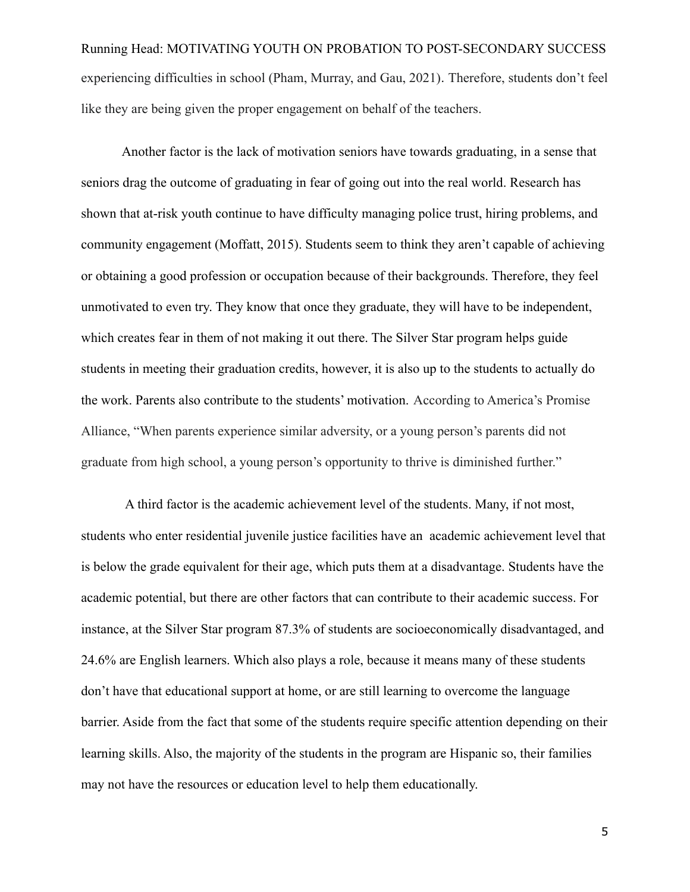experiencing difficulties in school (Pham, Murray, and Gau, 2021). Therefore, students don't feel like they are being given the proper engagement on behalf of the teachers.

Another factor is the lack of motivation seniors have towards graduating, in a sense that seniors drag the outcome of graduating in fear of going out into the real world. Research has shown that at-risk youth continue to have difficulty managing police trust, hiring problems, and community engagement (Moffatt, 2015). Students seem to think they aren't capable of achieving or obtaining a good profession or occupation because of their backgrounds. Therefore, they feel unmotivated to even try. They know that once they graduate, they will have to be independent, which creates fear in them of not making it out there. The Silver Star program helps guide students in meeting their graduation credits, however, it is also up to the students to actually do the work. Parents also contribute to the students' motivation. According to America's Promise Alliance, "When parents experience similar adversity, or a young person's parents did not graduate from high school, a young person's opportunity to thrive is diminished further."

A third factor is the academic achievement level of the students. Many, if not most, students who enter residential juvenile justice facilities have an academic achievement level that is below the grade equivalent for their age, which puts them at a disadvantage. Students have the academic potential, but there are other factors that can contribute to their academic success. For instance, at the Silver Star program 87.3% of students are socioeconomically disadvantaged, and 24.6% are English learners. Which also plays a role, because it means many of these students don't have that educational support at home, or are still learning to overcome the language barrier. Aside from the fact that some of the students require specific attention depending on their learning skills. Also, the majority of the students in the program are Hispanic so, their families may not have the resources or education level to help them educationally.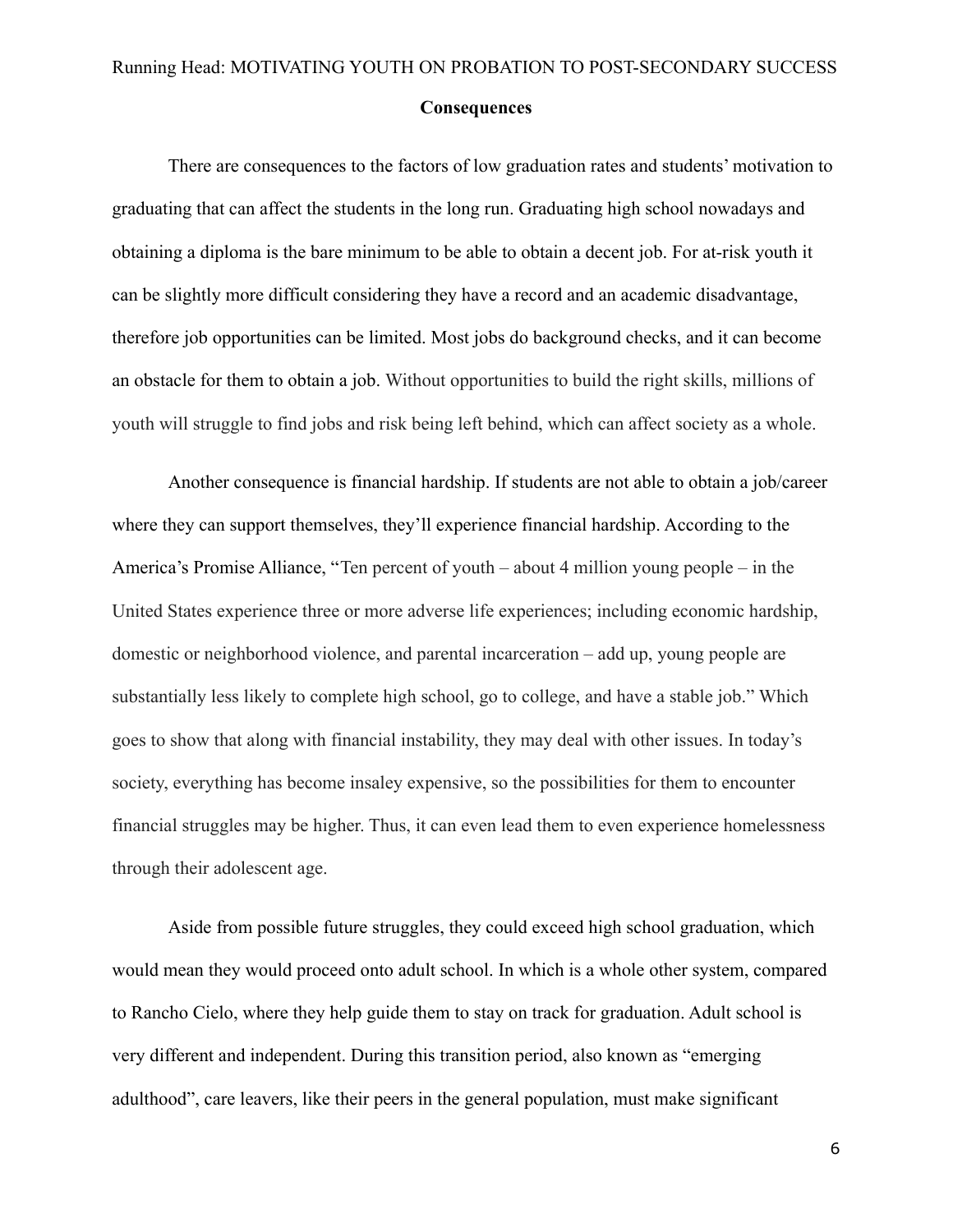## Consequences

There are consequences to the factors of low graduation rates and students' motivation to graduating that can affect the students in the long run. Graduating high school nowadays and obtaining a diploma is the bare minimum to be able to obtain a decent job. For at-risk youth it can be slightly more difficult considering they have a record and an academic disadvantage, therefore job opportunities can be limited. Most jobs do background checks, and it can become an obstacle for them to obtain a job. Without opportunities to build the right skills, millions of youth will struggle to find jobs and risk being left behind, which can affect society as a whole.

Another consequence is financial hardship. If students are not able to obtain a job/career where they can support themselves, they'll experience financial hardship. According to the America's Promise Alliance, "Ten percent of youth – about 4 million young people – in the United States experience three or more adverse life experiences; including economic hardship, domestic or neighborhood violence, and parental incarceration – add up, young people are substantially less likely to complete high school, go to college, and have a stable job." Which goes to show that along with financial instability, they may deal with other issues. In today's society, everything has become insaley expensive, so the possibilities for them to encounter financial struggles may be higher. Thus, it can even lead them to even experience homelessness through their adolescent age.

Aside from possible future struggles, they could exceed high school graduation, which would mean they would proceed onto adult school. In which is a whole other system, compared to Rancho Cielo, where they help guide them to stay on track for graduation. Adult school is very different and independent. During this transition period, also known as "emerging adulthood", care leavers, like their peers in the general population, must make significant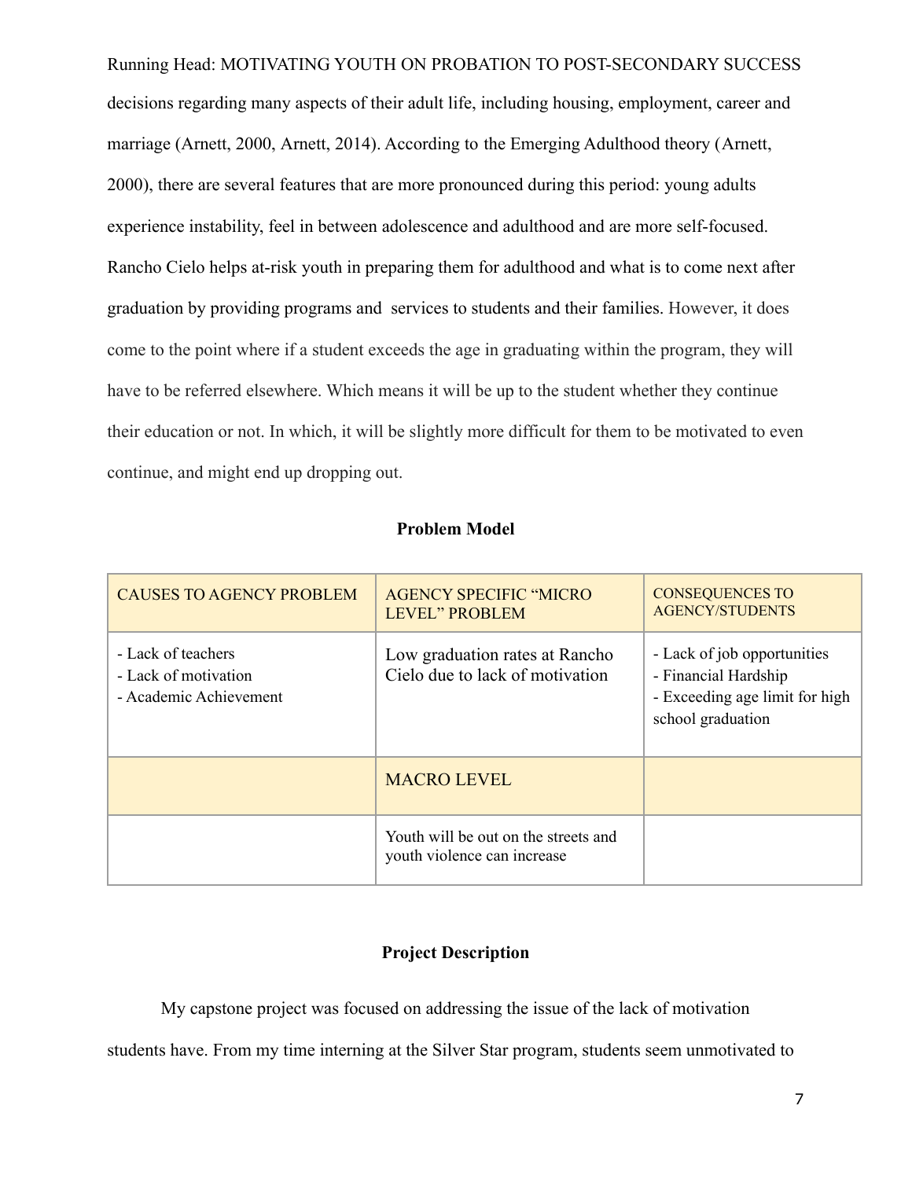decisions regarding many aspects of their adult life, including housing, employment, career and marriage (Arnett, 2000, Arnett, 2014). According to the Emerging Adulthood theory (Arnett, 2000), there are several features that are more pronounced during this period: young adults experience instability, feel in between adolescence and adulthood and are more self-focused. Rancho Cielo helps at-risk youth in preparing them for adulthood and what is to come next after graduation by providing programs and services to students and their families. However, it does come to the point where if a student exceeds the age in graduating within the program, they will have to be referred elsewhere. Which means it will be up to the student whether they continue their education or not. In which, it will be slightly more difficult for them to be motivated to even continue, and might end up dropping out.

**Problem Model**

| CAUSES TO AGENCY PROBLEM | AGENCY SPECIFIC "MICRO LEVEL" PROBLEM | CONSEQUENCES TO AGENCY/STUDENTS |
|---|---|---|
| - Lack of teachers<br>- Lack of motivation<br>- Academic Achievement | Low graduation rates at Rancho Cielo due to lack of motivation | - Lack of job opportunities<br>- Financial Hardship<br>- Exceeding age limit for high school graduation |
| | MACRO LEVEL | |
| | Youth will be out on the streets and youth violence can increase | |

**Project Description**

My capstone project was focused on addressing the issue of the lack of motivation students have. From my time interning at the Silver Star program, students seem unmotivated to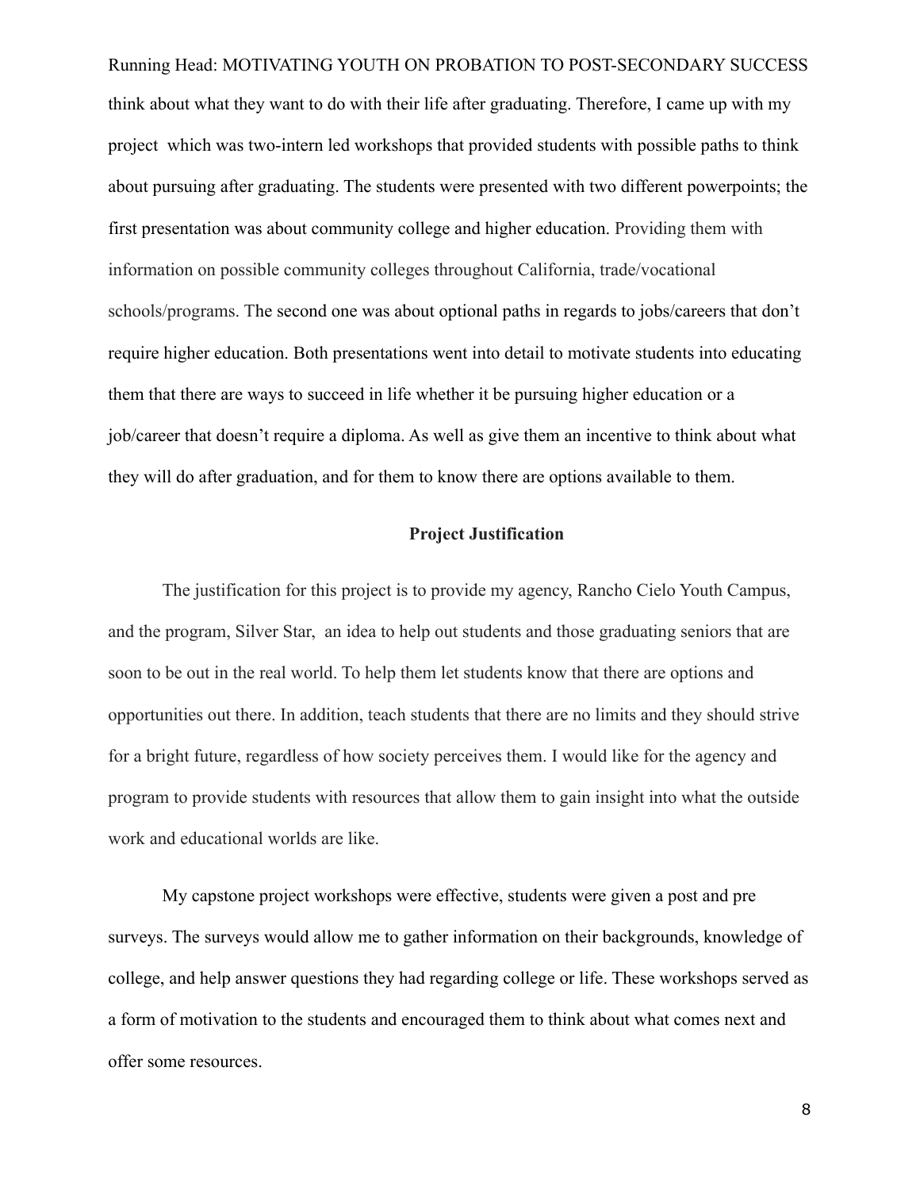think about what they want to do with their life after graduating. Therefore, I came up with my project  which was two-intern led workshops that provided students with possible paths to think about pursuing after graduating. The students were presented with two different powerpoints; the first presentation was about community college and higher education. Providing them with information on possible community colleges throughout California, trade/vocational schools/programs. The second one was about optional paths in regards to jobs/careers that don't require higher education. Both presentations went into detail to motivate students into educating them that there are ways to succeed in life whether it be pursuing higher education or a job/career that doesn't require a diploma. As well as give them an incentive to think about what they will do after graduation, and for them to know there are options available to them.

## Project Justification

The justification for this project is to provide my agency, Rancho Cielo Youth Campus, and the program, Silver Star,  an idea to help out students and those graduating seniors that are soon to be out in the real world. To help them let students know that there are options and opportunities out there. In addition, teach students that there are no limits and they should strive for a bright future, regardless of how society perceives them. I would like for the agency and program to provide students with resources that allow them to gain insight into what the outside work and educational worlds are like.

My capstone project workshops were effective, students were given a post and pre surveys. The surveys would allow me to gather information on their backgrounds, knowledge of college, and help answer questions they had regarding college or life. These workshops served as a form of motivation to the students and encouraged them to think about what comes next and offer some resources.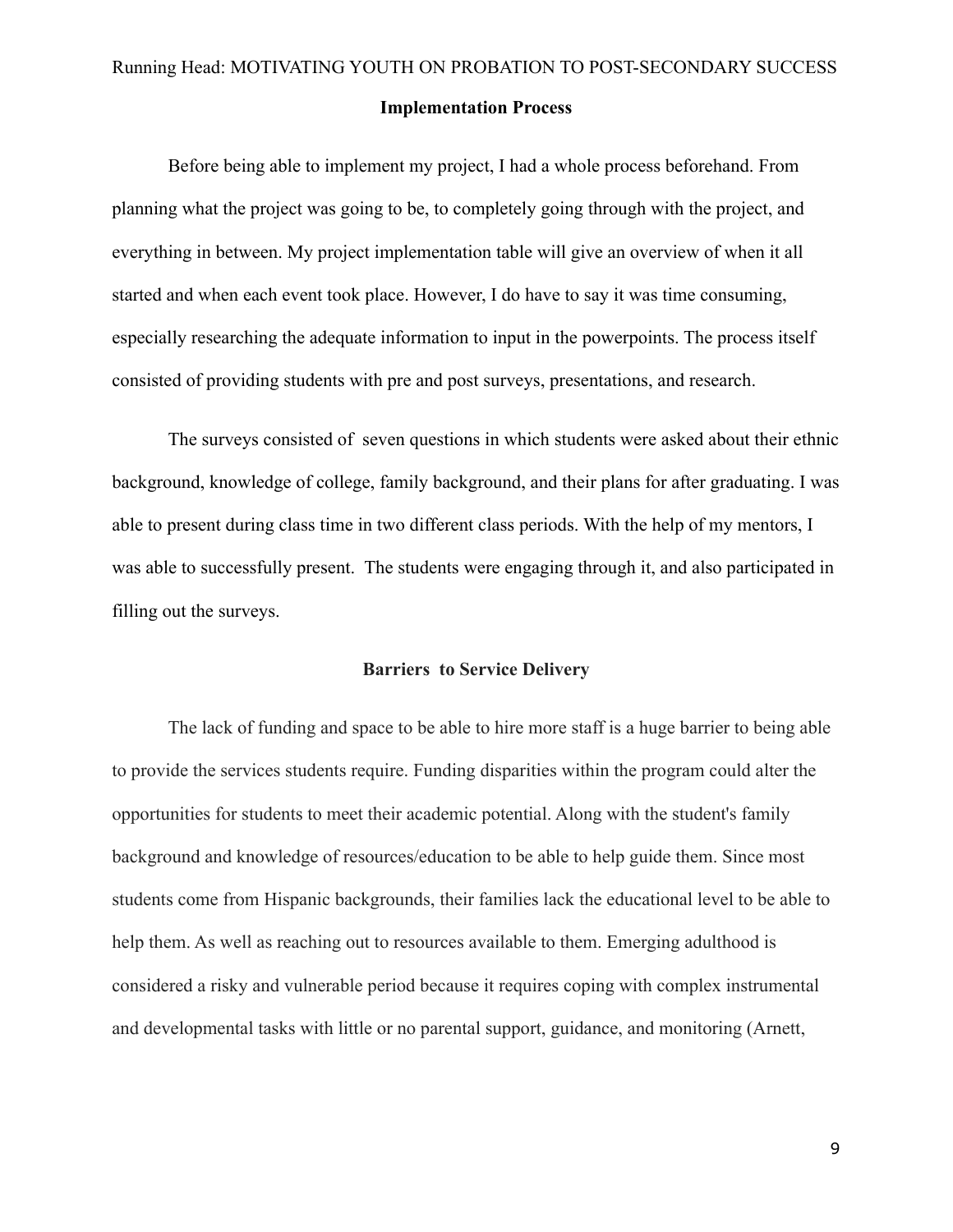## Implementation Process

Before being able to implement my project, I had a whole process beforehand. From planning what the project was going to be, to completely going through with the project, and everything in between. My project implementation table will give an overview of when it all started and when each event took place. However, I do have to say it was time consuming, especially researching the adequate information to input in the powerpoints. The process itself consisted of providing students with pre and post surveys, presentations, and research.

The surveys consisted of seven questions in which students were asked about their ethnic background, knowledge of college, family background, and their plans for after graduating. I was able to present during class time in two different class periods. With the help of my mentors, I was able to successfully present. The students were engaging through it, and also participated in filling out the surveys.

## Barriers to Service Delivery

The lack of funding and space to be able to hire more staff is a huge barrier to being able to provide the services students require. Funding disparities within the program could alter the opportunities for students to meet their academic potential. Along with the student's family background and knowledge of resources/education to be able to help guide them. Since most students come from Hispanic backgrounds, their families lack the educational level to be able to help them. As well as reaching out to resources available to them. Emerging adulthood is considered a risky and vulnerable period because it requires coping with complex instrumental and developmental tasks with little or no parental support, guidance, and monitoring (Arnett,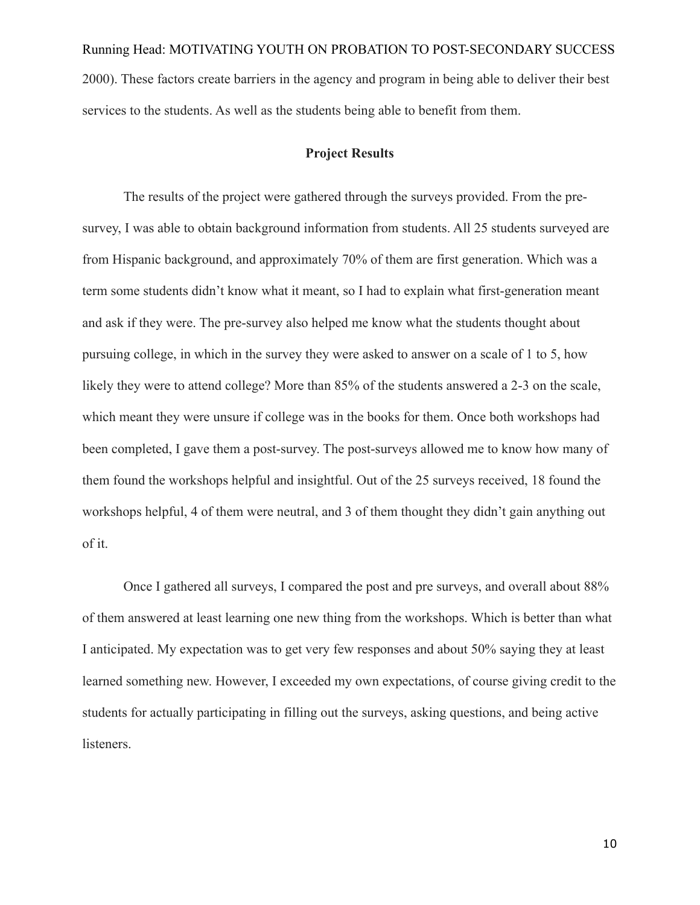2000). These factors create barriers in the agency and program in being able to deliver their best services to the students. As well as the students being able to benefit from them.

## Project Results

The results of the project were gathered through the surveys provided. From the pre-survey, I was able to obtain background information from students. All 25 students surveyed are from Hispanic background, and approximately 70% of them are first generation. Which was a term some students didn't know what it meant, so I had to explain what first-generation meant and ask if they were. The pre-survey also helped me know what the students thought about pursuing college, in which in the survey they were asked to answer on a scale of 1 to 5, how likely they were to attend college? More than 85% of the students answered a 2-3 on the scale, which meant they were unsure if college was in the books for them. Once both workshops had been completed, I gave them a post-survey. The post-surveys allowed me to know how many of them found the workshops helpful and insightful. Out of the 25 surveys received, 18 found the workshops helpful, 4 of them were neutral, and 3 of them thought they didn't gain anything out of it.

Once I gathered all surveys, I compared the post and pre surveys, and overall about 88% of them answered at least learning one new thing from the workshops. Which is better than what I anticipated. My expectation was to get very few responses and about 50% saying they at least learned something new. However, I exceeded my own expectations, of course giving credit to the students for actually participating in filling out the surveys, asking questions, and being active listeners.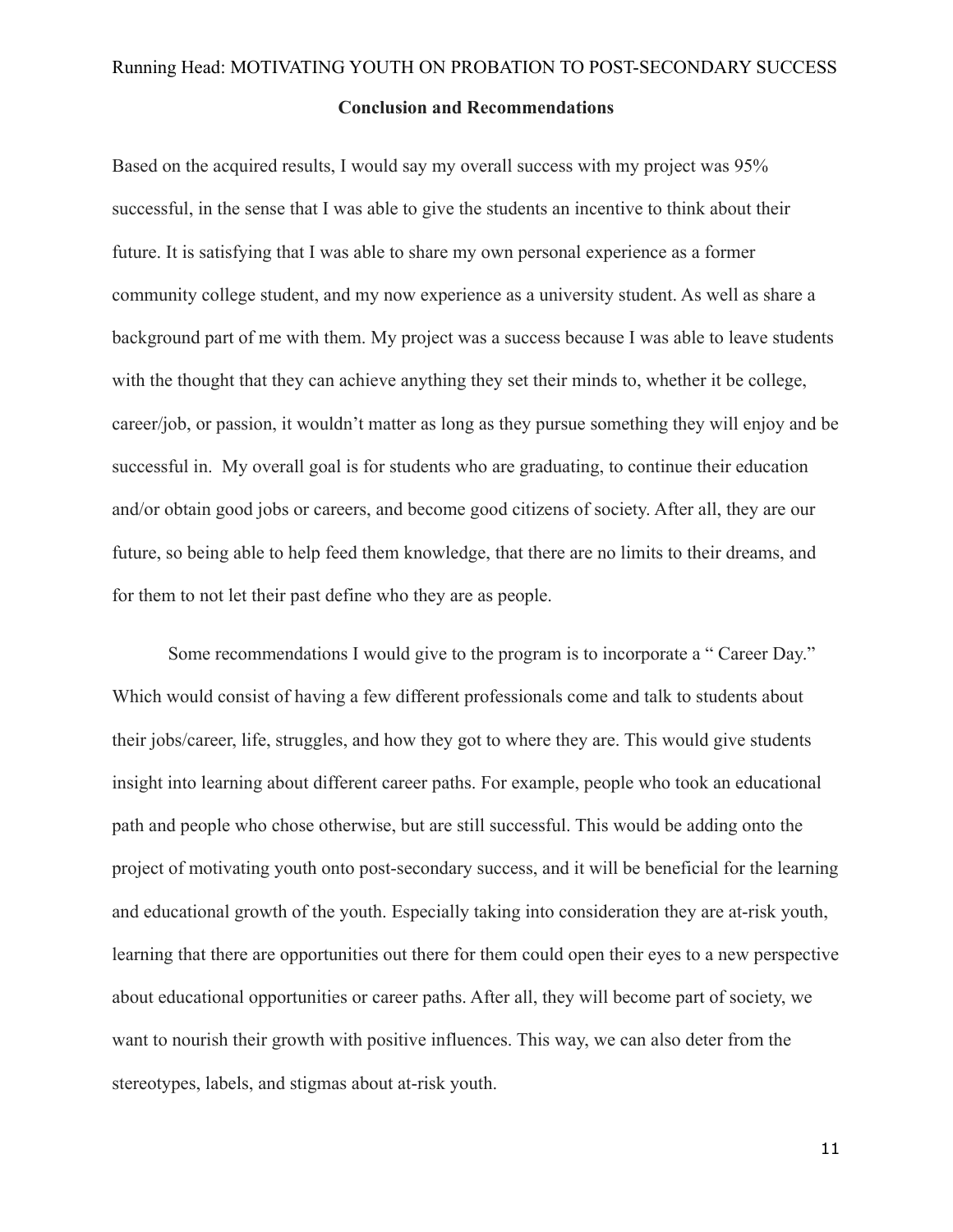## Conclusion and Recommendations

Based on the acquired results, I would say my overall success with my project was 95% successful, in the sense that I was able to give the students an incentive to think about their future. It is satisfying that I was able to share my own personal experience as a former community college student, and my now experience as a university student. As well as share a background part of me with them. My project was a success because I was able to leave students with the thought that they can achieve anything they set their minds to, whether it be college, career/job, or passion, it wouldn't matter as long as they pursue something they will enjoy and be successful in. My overall goal is for students who are graduating, to continue their education and/or obtain good jobs or careers, and become good citizens of society. After all, they are our future, so being able to help feed them knowledge, that there are no limits to their dreams, and for them to not let their past define who they are as people.

Some recommendations I would give to the program is to incorporate a " Career Day." Which would consist of having a few different professionals come and talk to students about their jobs/career, life, struggles, and how they got to where they are. This would give students insight into learning about different career paths. For example, people who took an educational path and people who chose otherwise, but are still successful. This would be adding onto the project of motivating youth onto post-secondary success, and it will be beneficial for the learning and educational growth of the youth. Especially taking into consideration they are at-risk youth, learning that there are opportunities out there for them could open their eyes to a new perspective about educational opportunities or career paths. After all, they will become part of society, we want to nourish their growth with positive influences. This way, we can also deter from the stereotypes, labels, and stigmas about at-risk youth.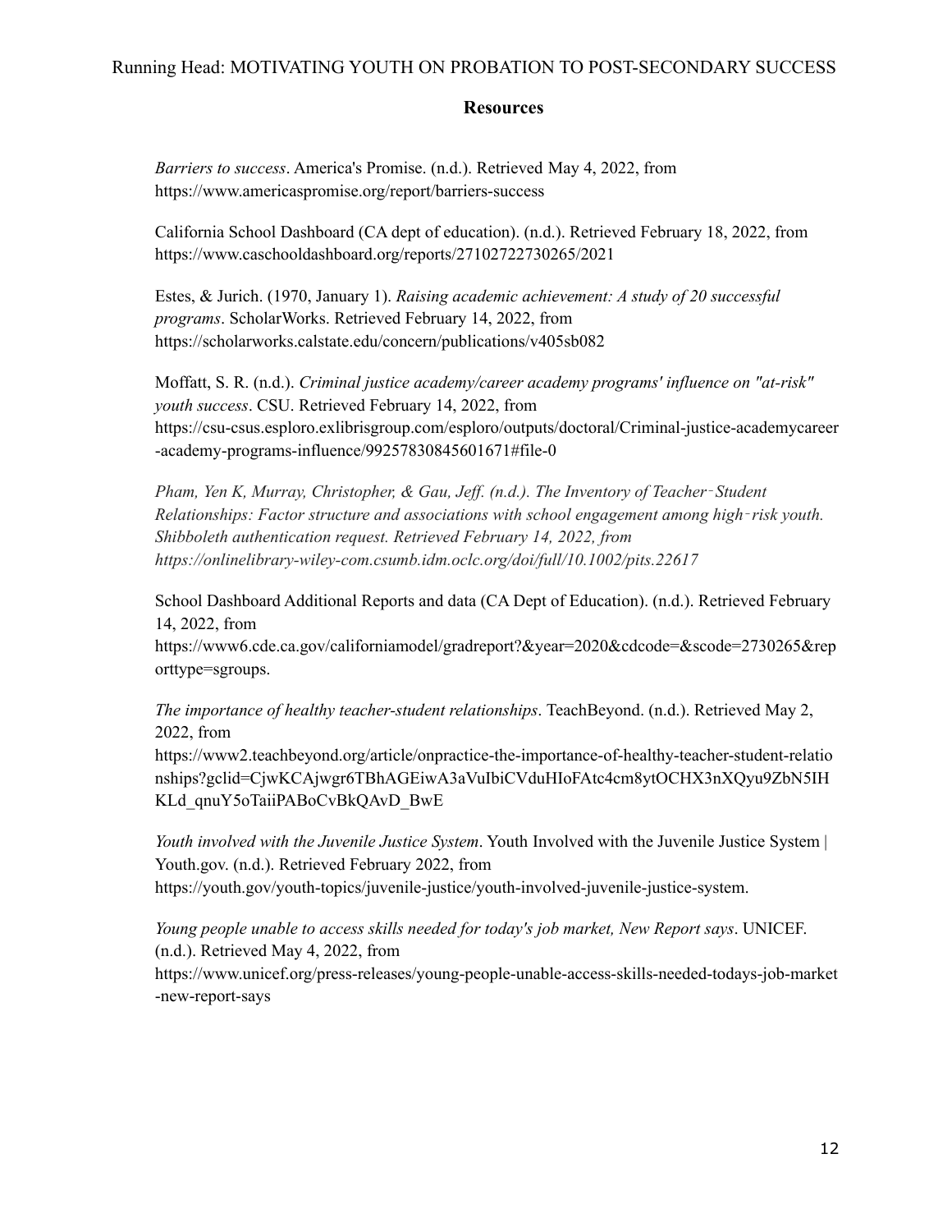## Resources

*Barriers to success*. America's Promise. (n.d.). Retrieved May 4, 2022, from https://www.americaspromise.org/report/barriers-success

California School Dashboard (CA dept of education). (n.d.). Retrieved February 18, 2022, from https://www.caschooldashboard.org/reports/27102722730265/2021

Estes, & Jurich. (1970, January 1). *Raising academic achievement: A study of 20 successful programs*. ScholarWorks. Retrieved February 14, 2022, from https://scholarworks.calstate.edu/concern/publications/v405sb082

Moffatt, S. R. (n.d.). *Criminal justice academy/career academy programs' influence on "at-risk" youth success*. CSU. Retrieved February 14, 2022, from https://csu-csus.esploro.exlibrisgroup.com/esploro/outputs/doctoral/Criminal-justice-academycareer-academy-programs-influence/99257830845601671#file-0

*Pham, Yen K, Murray, Christopher, & Gau, Jeff. (n.d.). The Inventory of Teacher‐Student Relationships: Factor structure and associations with school engagement among high‐risk youth. Shibboleth authentication request. Retrieved February 14, 2022, from https://onlinelibrary-wiley-com.csumb.idm.oclc.org/doi/full/10.1002/pits.22617*

School Dashboard Additional Reports and data (CA Dept of Education). (n.d.). Retrieved February 14, 2022, from https://www6.cde.ca.gov/californiamodel/gradreport?&year=2020&cdcode=&scode=2730265&reporttype=sgroups.

*The importance of healthy teacher-student relationships*. TeachBeyond. (n.d.). Retrieved May 2, 2022, from https://www2.teachbeyond.org/article/onpractice-the-importance-of-healthy-teacher-student-relationships?gclid=CjwKCAjwgr6TBhAGEiwA3aVuIbiCVduHIoFAtc4cm8ytOCHX3nXQyu9ZbN5IHKLd_qnuY5oTaiiPABoCvBkQAvD_BwE

*Youth involved with the Juvenile Justice System*. Youth Involved with the Juvenile Justice System | Youth.gov. (n.d.). Retrieved February 2022, from https://youth.gov/youth-topics/juvenile-justice/youth-involved-juvenile-justice-system.

*Young people unable to access skills needed for today's job market, New Report says*. UNICEF. (n.d.). Retrieved May 4, 2022, from https://www.unicef.org/press-releases/young-people-unable-access-skills-needed-todays-job-market-new-report-says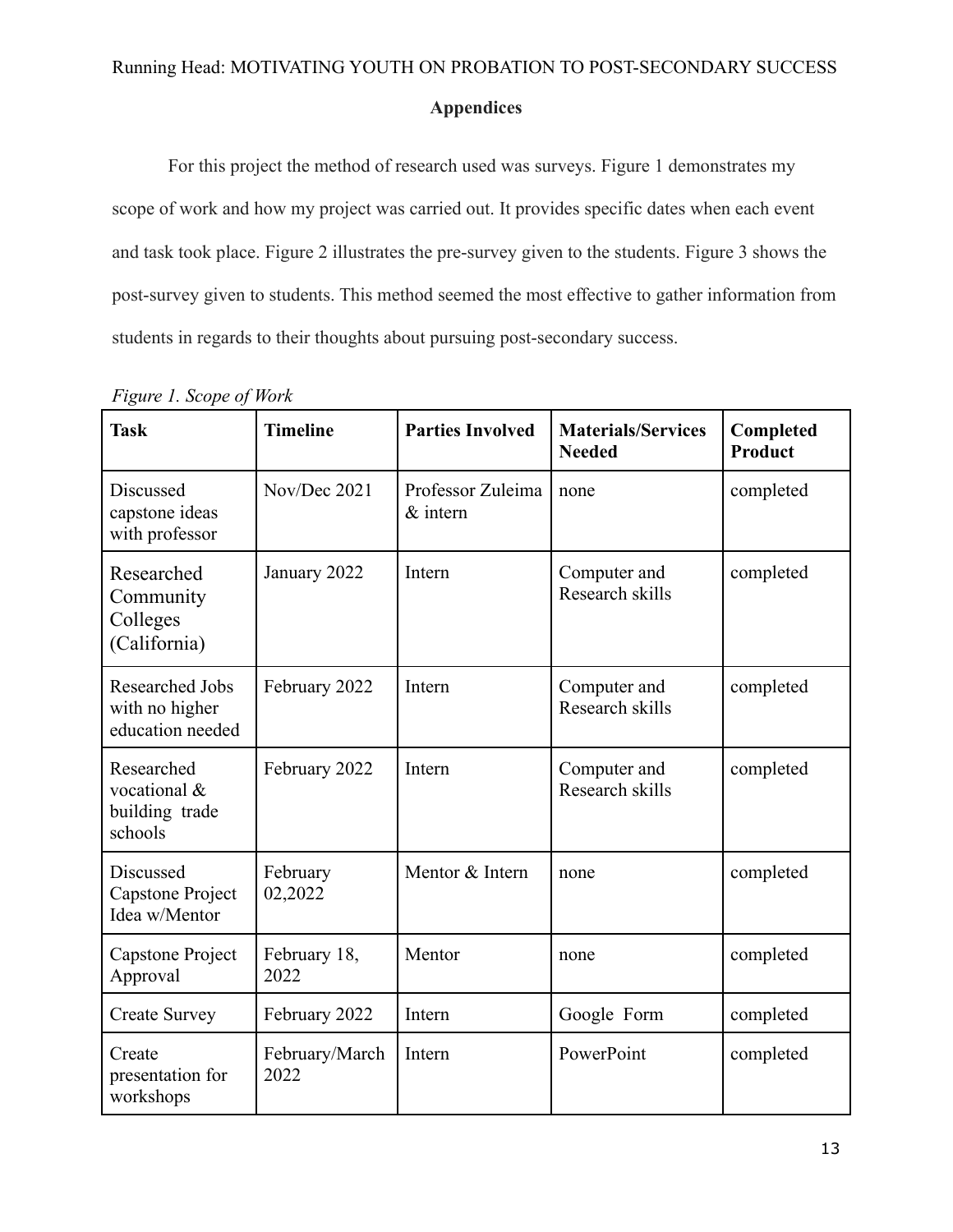## Appendices

For this project the method of research used was surveys. Figure 1 demonstrates my scope of work and how my project was carried out. It provides specific dates when each event and task took place. Figure 2 illustrates the pre-survey given to the students. Figure 3 shows the post-survey given to students. This method seemed the most effective to gather information from students in regards to their thoughts about pursuing post-secondary success.

*Figure 1. Scope of Work*

| Task | Timeline | Parties Involved | Materials/Services Needed | Completed Product |
|---|---|---|---|---|
| Discussed capstone ideas with professor | Nov/Dec 2021 | Professor Zuleima & intern | none | completed |
| Researched Community Colleges (California) | January 2022 | Intern | Computer and Research skills | completed |
| Researched Jobs with no higher education needed | February 2022 | Intern | Computer and Research skills | completed |
| Researched vocational & building trade schools | February 2022 | Intern | Computer and Research skills | completed |
| Discussed Capstone Project Idea w/Mentor | February 02,2022 | Mentor & Intern | none | completed |
| Capstone Project Approval | February 18, 2022 | Mentor | none | completed |
| Create Survey | February 2022 | Intern | Google Form | completed |
| Create presentation for workshops | February/March 2022 | Intern | PowerPoint | completed |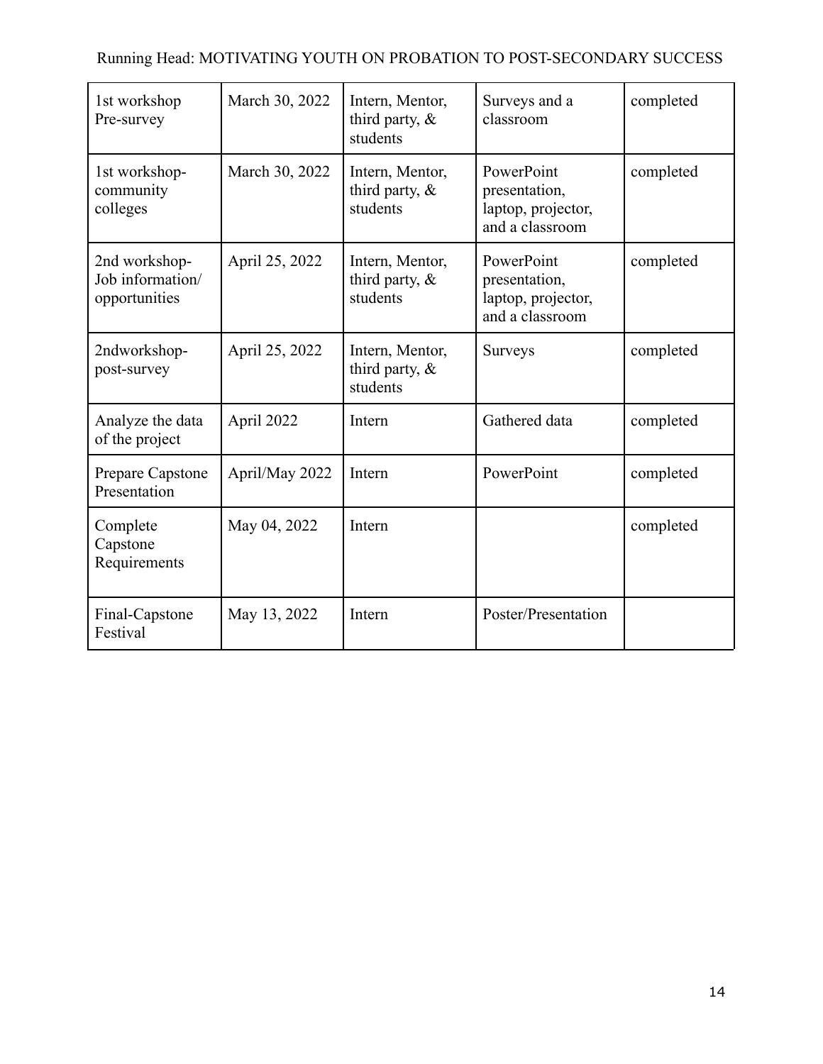| 1st workshop Pre-survey | March 30, 2022 | Intern, Mentor, third party, & students | Surveys and a classroom | completed |
|---|---|---|---|---|
| 1st workshop- community colleges | March 30, 2022 | Intern, Mentor, third party, & students | PowerPoint presentation, laptop, projector, and a classroom | completed |
| 2nd workshop- Job information/ opportunities | April 25, 2022 | Intern, Mentor, third party, & students | PowerPoint presentation, laptop, projector, and a classroom | completed |
| 2ndworkshop- post-survey | April 25, 2022 | Intern, Mentor, third party, & students | Surveys | completed |
| Analyze the data of the project | April 2022 | Intern | Gathered data | completed |
| Prepare Capstone Presentation | April/May 2022 | Intern | PowerPoint | completed |
| Complete Capstone Requirements | May 04, 2022 | Intern | | completed |
| Final-Capstone Festival | May 13, 2022 | Intern | Poster/Presentation | |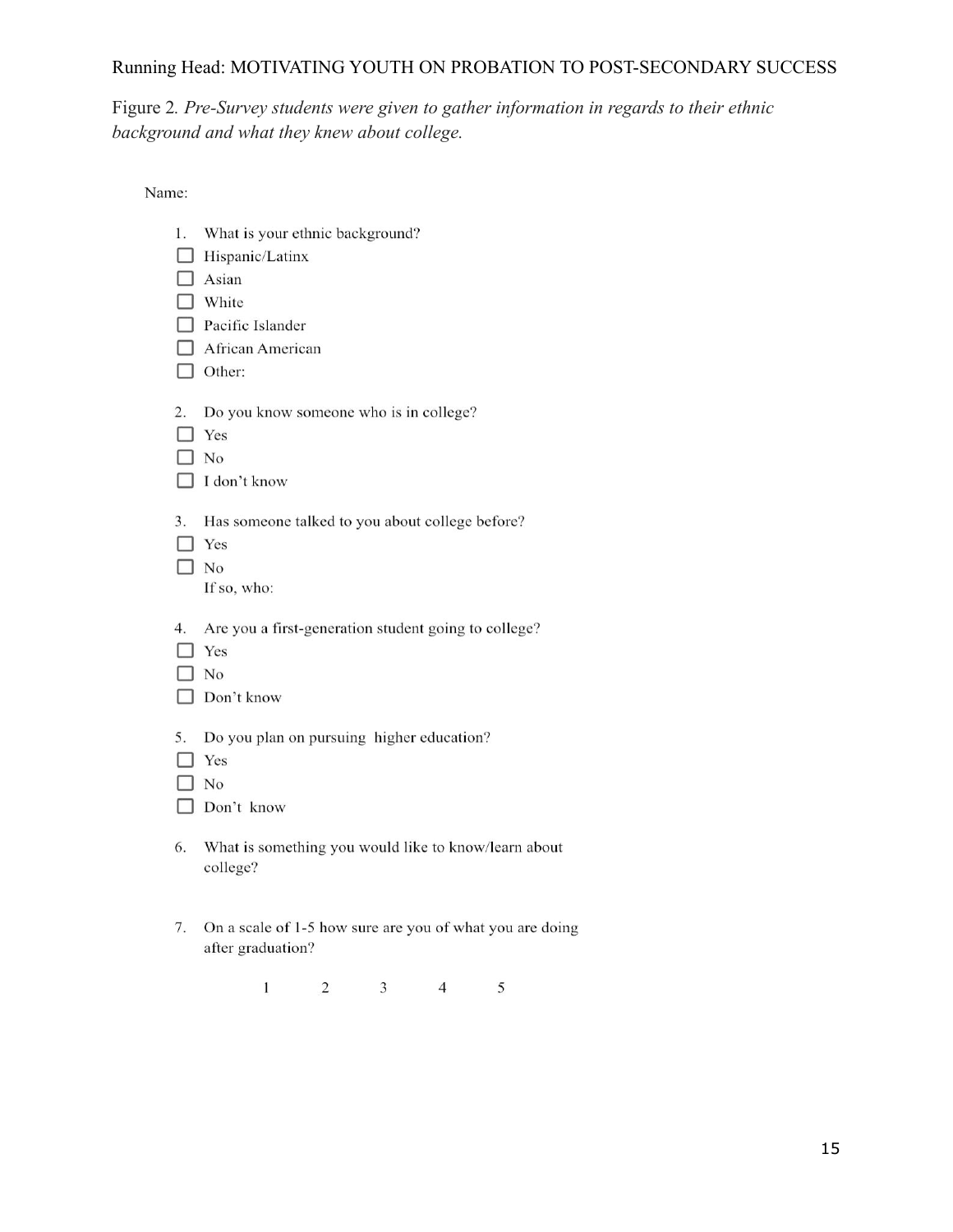Figure 2. *Pre-Survey students were given to gather information in regards to their ethnic background and what they knew about college.*

Name:

1. What is your ethnic background?
   - ☐ Hispanic/Latinx
   - ☐ Asian
   - ☐ White
   - ☐ Pacific Islander
   - ☐ African American
   - ☐ Other:

2. Do you know someone who is in college?
   - ☐ Yes
   - ☐ No
   - ☐ I don't know

3. Has someone talked to you about college before?
   - ☐ Yes
   - ☐ No

   If so, who:

4. Are you a first-generation student going to college?
   - ☐ Yes
   - ☐ No
   - ☐ Don't know

5. Do you plan on pursuing higher education?
   - ☐ Yes
   - ☐ No
   - ☐ Don't know

6. What is something you would like to know/learn about college?

7. On a scale of 1-5 how sure are you of what you are doing after graduation?

   1 2 3 4 5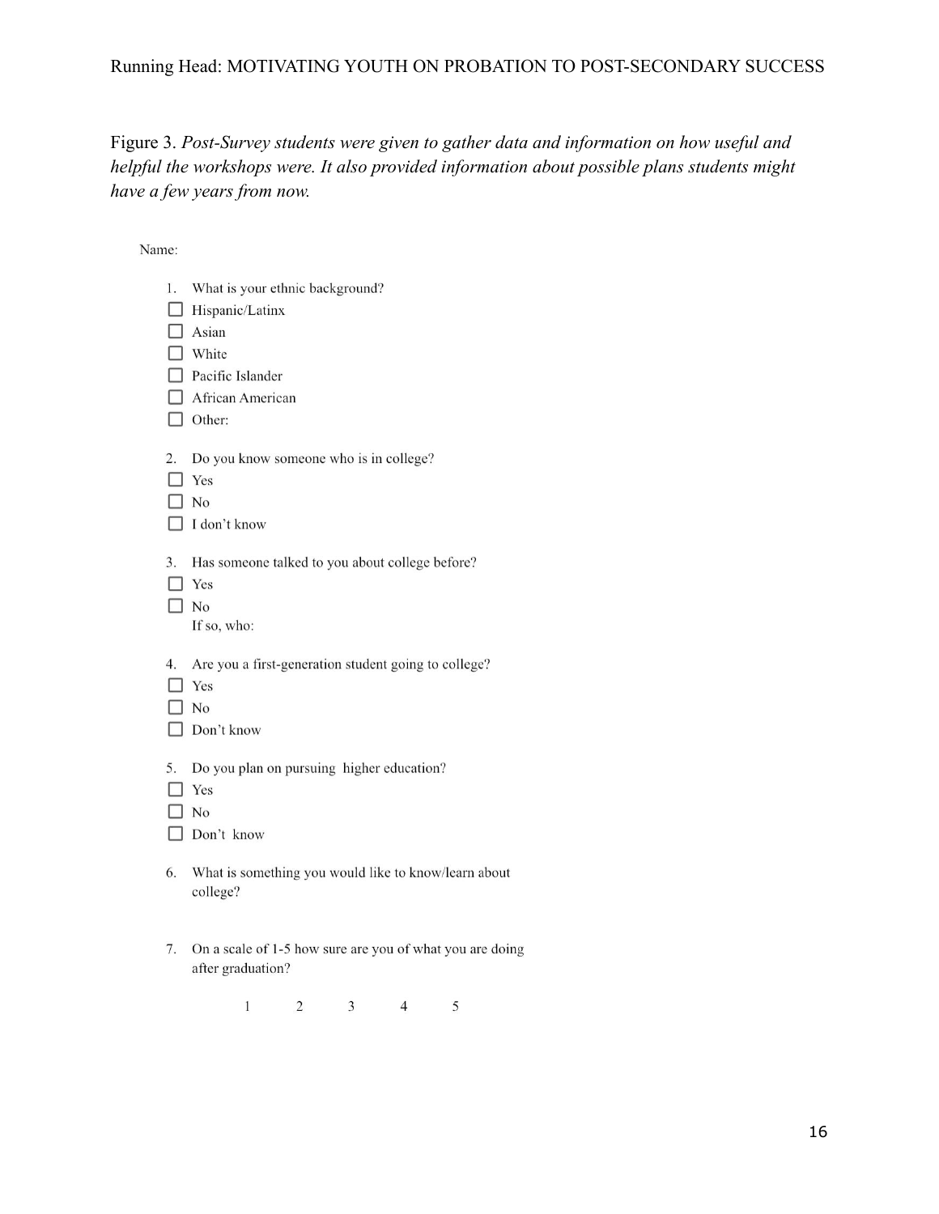Figure 3. *Post-Survey students were given to gather data and information on how useful and helpful the workshops were. It also provided information about possible plans students might have a few years from now.*

Name:

1. What is your ethnic background?
   - ☐ Hispanic/Latinx
   - ☐ Asian
   - ☐ White
   - ☐ Pacific Islander
   - ☐ African American
   - ☐ Other:

2. Do you know someone who is in college?
   - ☐ Yes
   - ☐ No
   - ☐ I don't know

3. Has someone talked to you about college before?
   - ☐ Yes
   - ☐ No

   If so, who:

4. Are you a first-generation student going to college?
   - ☐ Yes
   - ☐ No
   - ☐ Don't know

5. Do you plan on pursuing higher education?
   - ☐ Yes
   - ☐ No
   - ☐ Don't know

6. What is something you would like to know/learn about college?

7. On a scale of 1-5 how sure are you of what you are doing after graduation?

   1 2 3 4 5